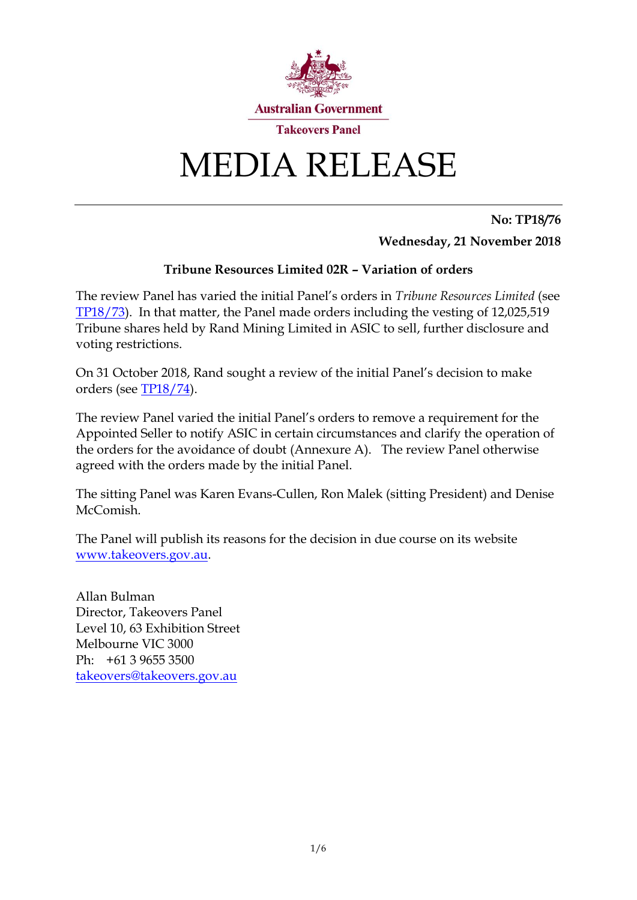Australian Government

Takeovers Panel

# MEDIA RELEASE

**No: TP18/76**

**Wednesday, 21 November 2018**

**Tribune Resources Limited 02R – Variation of orders**

The review Panel has varied the initial Panel's orders in *Tribune Resources Limited* (see TP18/73). In that matter, the Panel made orders including the vesting of 12,025,519 Tribune shares held by Rand Mining Limited in ASIC to sell, further disclosure and voting restrictions.

On 31 October 2018, Rand sought a review of the initial Panel's decision to make orders (see TP18/74).

The review Panel varied the initial Panel's orders to remove a requirement for the Appointed Seller to notify ASIC in certain circumstances and clarify the operation of the orders for the avoidance of doubt (Annexure A). The review Panel otherwise agreed with the orders made by the initial Panel.

The sitting Panel was Karen Evans-Cullen, Ron Malek (sitting President) and Denise McComish.

The Panel will publish its reasons for the decision in due course on its website www.takeovers.gov.au.

Allan Bulman
Director, Takeovers Panel
Level 10, 63 Exhibition Street
Melbourne VIC 3000
Ph: +61 3 9655 3500
takeovers@takeovers.gov.au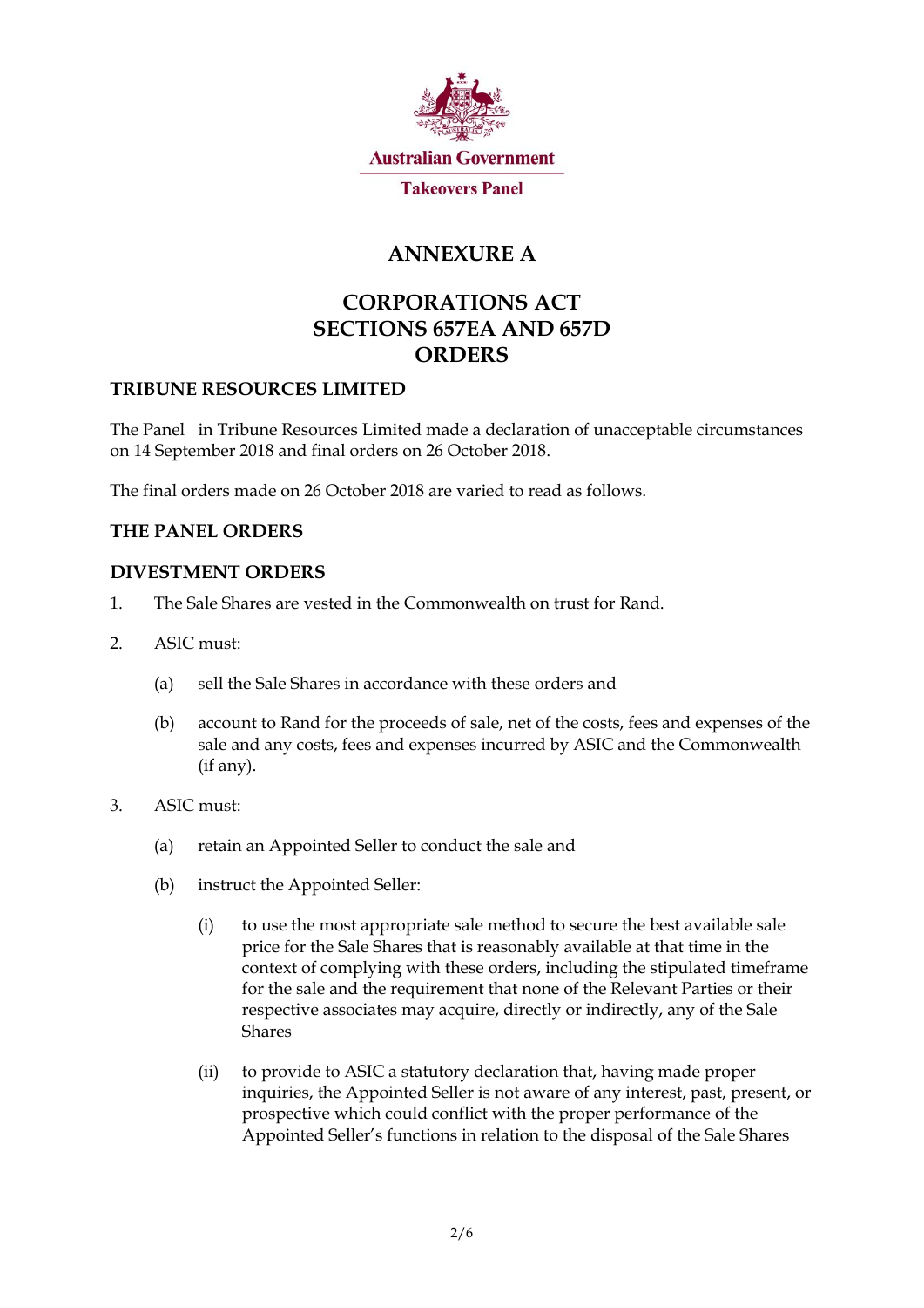Australian Government

Takeovers Panel

# ANNEXURE A

# CORPORATIONS ACT
# SECTIONS 657EA AND 657D
# ORDERS

## TRIBUNE RESOURCES LIMITED

The Panel in Tribune Resources Limited made a declaration of unacceptable circumstances on 14 September 2018 and final orders on 26 October 2018.

The final orders made on 26 October 2018 are varied to read as follows.

## THE PANEL ORDERS

## DIVESTMENT ORDERS

1. The Sale Shares are vested in the Commonwealth on trust for Rand.

2. ASIC must:

   (a) sell the Sale Shares in accordance with these orders and

   (b) account to Rand for the proceeds of sale, net of the costs, fees and expenses of the sale and any costs, fees and expenses incurred by ASIC and the Commonwealth (if any).

3. ASIC must:

   (a) retain an Appointed Seller to conduct the sale and

   (b) instruct the Appointed Seller:

      (i) to use the most appropriate sale method to secure the best available sale price for the Sale Shares that is reasonably available at that time in the context of complying with these orders, including the stipulated timeframe for the sale and the requirement that none of the Relevant Parties or their respective associates may acquire, directly or indirectly, any of the Sale Shares

      (ii) to provide to ASIC a statutory declaration that, having made proper inquiries, the Appointed Seller is not aware of any interest, past, present, or prospective which could conflict with the proper performance of the Appointed Seller's functions in relation to the disposal of the Sale Shares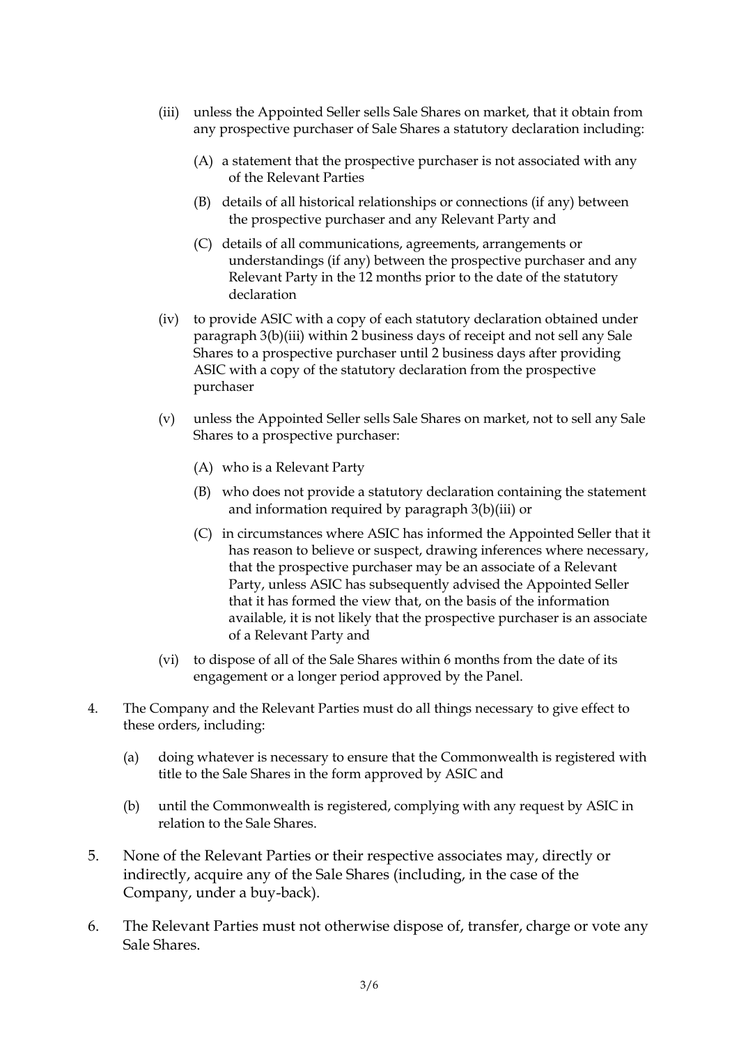(iii) unless the Appointed Seller sells Sale Shares on market, that it obtain from any prospective purchaser of Sale Shares a statutory declaration including:

   (A) a statement that the prospective purchaser is not associated with any of the Relevant Parties

   (B) details of all historical relationships or connections (if any) between the prospective purchaser and any Relevant Party and

   (C) details of all communications, agreements, arrangements or understandings (if any) between the prospective purchaser and any Relevant Party in the 12 months prior to the date of the statutory declaration

(iv) to provide ASIC with a copy of each statutory declaration obtained under paragraph 3(b)(iii) within 2 business days of receipt and not sell any Sale Shares to a prospective purchaser until 2 business days after providing ASIC with a copy of the statutory declaration from the prospective purchaser

(v) unless the Appointed Seller sells Sale Shares on market, not to sell any Sale Shares to a prospective purchaser:

   (A) who is a Relevant Party

   (B) who does not provide a statutory declaration containing the statement and information required by paragraph 3(b)(iii) or

   (C) in circumstances where ASIC has informed the Appointed Seller that it has reason to believe or suspect, drawing inferences where necessary, that the prospective purchaser may be an associate of a Relevant Party, unless ASIC has subsequently advised the Appointed Seller that it has formed the view that, on the basis of the information available, it is not likely that the prospective purchaser is an associate of a Relevant Party and

(vi) to dispose of all of the Sale Shares within 6 months from the date of its engagement or a longer period approved by the Panel.

4. The Company and the Relevant Parties must do all things necessary to give effect to these orders, including:

   (a) doing whatever is necessary to ensure that the Commonwealth is registered with title to the Sale Shares in the form approved by ASIC and

   (b) until the Commonwealth is registered, complying with any request by ASIC in relation to the Sale Shares.

5. None of the Relevant Parties or their respective associates may, directly or indirectly, acquire any of the Sale Shares (including, in the case of the Company, under a buy-back).

6. The Relevant Parties must not otherwise dispose of, transfer, charge or vote any Sale Shares.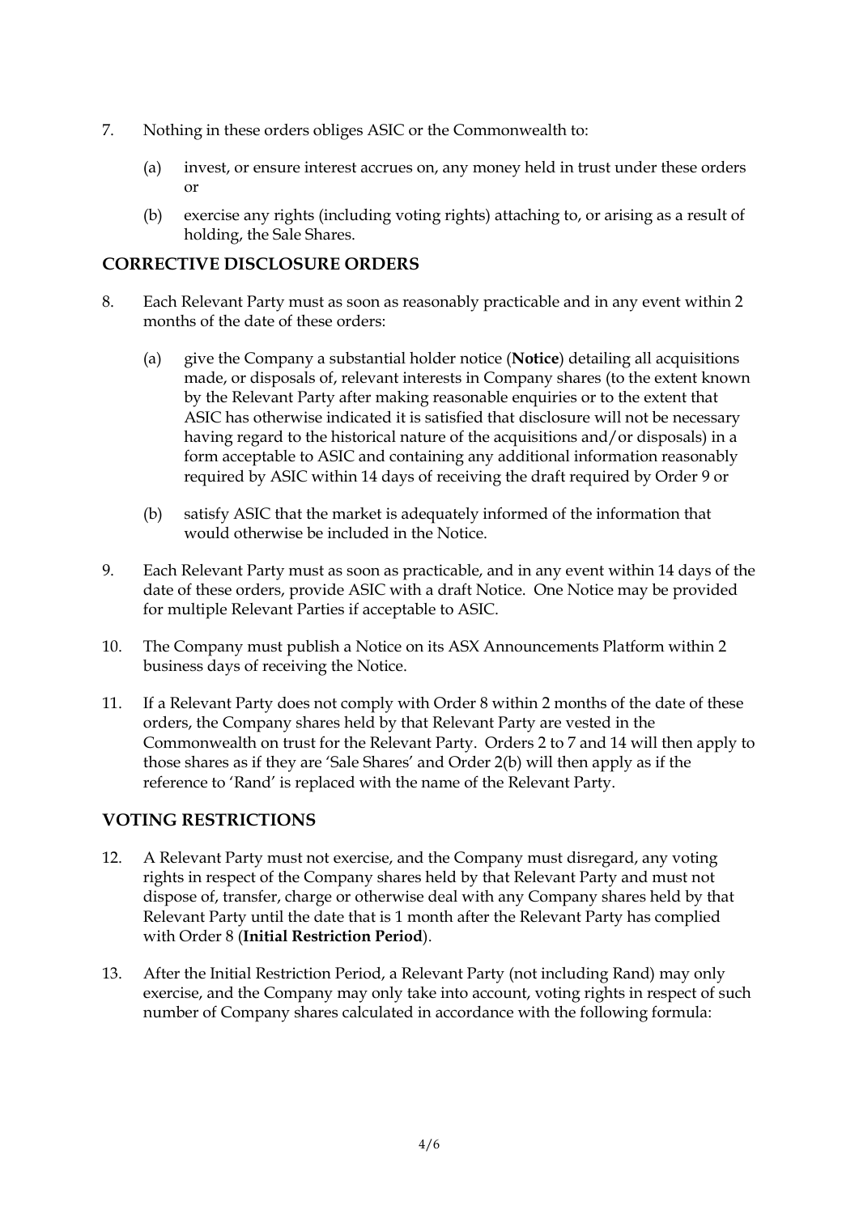7. Nothing in these orders obliges ASIC or the Commonwealth to:

   (a) invest, or ensure interest accrues on, any money held in trust under these orders or

   (b) exercise any rights (including voting rights) attaching to, or arising as a result of holding, the Sale Shares.

## CORRECTIVE DISCLOSURE ORDERS

8. Each Relevant Party must as soon as reasonably practicable and in any event within 2 months of the date of these orders:

   (a) give the Company a substantial holder notice (**Notice**) detailing all acquisitions made, or disposals of, relevant interests in Company shares (to the extent known by the Relevant Party after making reasonable enquiries or to the extent that ASIC has otherwise indicated it is satisfied that disclosure will not be necessary having regard to the historical nature of the acquisitions and/or disposals) in a form acceptable to ASIC and containing any additional information reasonably required by ASIC within 14 days of receiving the draft required by Order 9 or

   (b) satisfy ASIC that the market is adequately informed of the information that would otherwise be included in the Notice.

9. Each Relevant Party must as soon as practicable, and in any event within 14 days of the date of these orders, provide ASIC with a draft Notice. One Notice may be provided for multiple Relevant Parties if acceptable to ASIC.

10. The Company must publish a Notice on its ASX Announcements Platform within 2 business days of receiving the Notice.

11. If a Relevant Party does not comply with Order 8 within 2 months of the date of these orders, the Company shares held by that Relevant Party are vested in the Commonwealth on trust for the Relevant Party. Orders 2 to 7 and 14 will then apply to those shares as if they are 'Sale Shares' and Order 2(b) will then apply as if the reference to 'Rand' is replaced with the name of the Relevant Party.

## VOTING RESTRICTIONS

12. A Relevant Party must not exercise, and the Company must disregard, any voting rights in respect of the Company shares held by that Relevant Party and must not dispose of, transfer, charge or otherwise deal with any Company shares held by that Relevant Party until the date that is 1 month after the Relevant Party has complied with Order 8 (**Initial Restriction Period**).

13. After the Initial Restriction Period, a Relevant Party (not including Rand) may only exercise, and the Company may only take into account, voting rights in respect of such number of Company shares calculated in accordance with the following formula: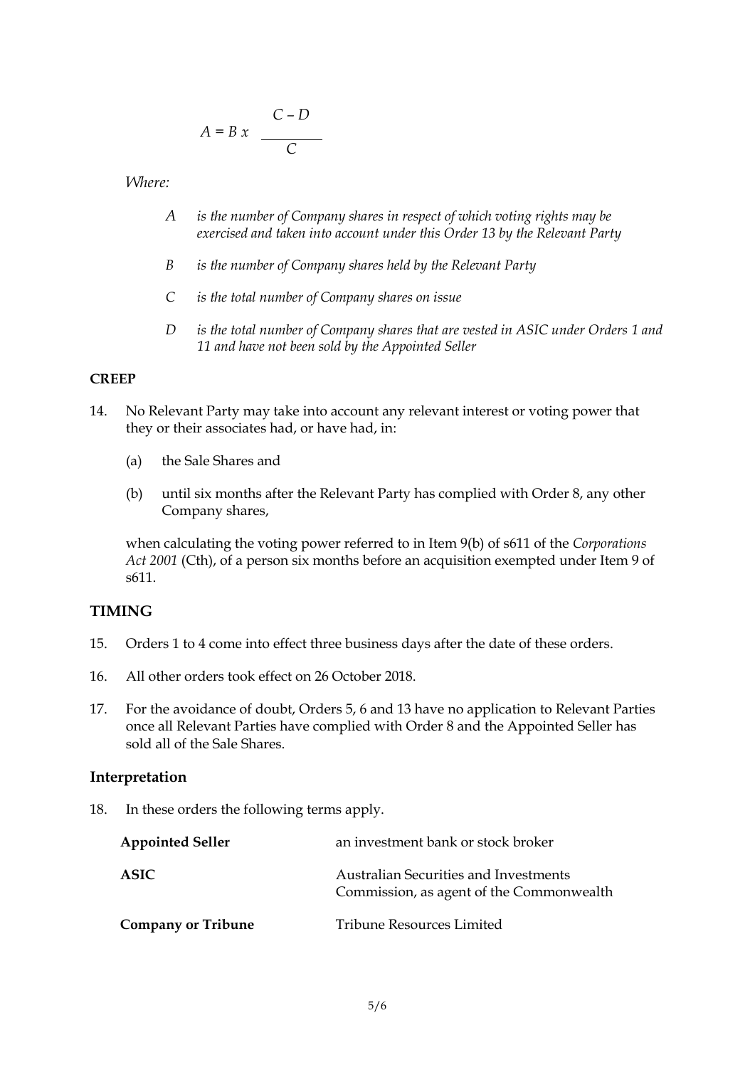$$A = B \ x \ \frac{C - D}{C}$$

*Where:*

- *A* *is the number of Company shares in respect of which voting rights may be exercised and taken into account under this Order 13 by the Relevant Party*
- *B* *is the number of Company shares held by the Relevant Party*
- *C* *is the total number of Company shares on issue*
- *D* *is the total number of Company shares that are vested in ASIC under Orders 1 and 11 and have not been sold by the Appointed Seller*

**CREEP**

14. No Relevant Party may take into account any relevant interest or voting power that they or their associates had, or have had, in:

    (a) the Sale Shares and

    (b) until six months after the Relevant Party has complied with Order 8, any other Company shares,

    when calculating the voting power referred to in Item 9(b) of s611 of the *Corporations Act 2001* (Cth), of a person six months before an acquisition exempted under Item 9 of s611.

## TIMING

15. Orders 1 to 4 come into effect three business days after the date of these orders.

16. All other orders took effect on 26 October 2018.

17. For the avoidance of doubt, Orders 5, 6 and 13 have no application to Relevant Parties once all Relevant Parties have complied with Order 8 and the Appointed Seller has sold all of the Sale Shares.

## Interpretation

18. In these orders the following terms apply.

| | |
|---|---|
| **Appointed Seller** | an investment bank or stock broker |
| **ASIC** | Australian Securities and Investments Commission, as agent of the Commonwealth |
| **Company or Tribune** | Tribune Resources Limited |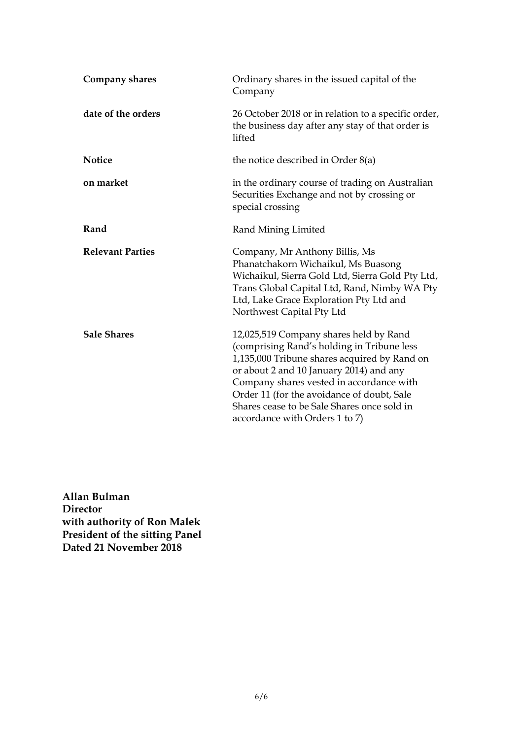| | |
|---|---|
| **Company shares** | Ordinary shares in the issued capital of the Company |
| **date of the orders** | 26 October 2018 or in relation to a specific order, the business day after any stay of that order is lifted |
| **Notice** | the notice described in Order 8(a) |
| **on market** | in the ordinary course of trading on Australian Securities Exchange and not by crossing or special crossing |
| **Rand** | Rand Mining Limited |
| **Relevant Parties** | Company, Mr Anthony Billis, Ms Phanatchakorn Wichaikul, Ms Buasong Wichaikul, Sierra Gold Ltd, Sierra Gold Pty Ltd, Trans Global Capital Ltd, Rand, Nimby WA Pty Ltd, Lake Grace Exploration Pty Ltd and Northwest Capital Pty Ltd |
| **Sale Shares** | 12,025,519 Company shares held by Rand (comprising Rand's holding in Tribune less 1,135,000 Tribune shares acquired by Rand on or about 2 and 10 January 2014) and any Company shares vested in accordance with Order 11 (for the avoidance of doubt, Sale Shares cease to be Sale Shares once sold in accordance with Orders 1 to 7) |

**Allan Bulman**
**Director**
**with authority of Ron Malek**
**President of the sitting Panel**
**Dated 21 November 2018**